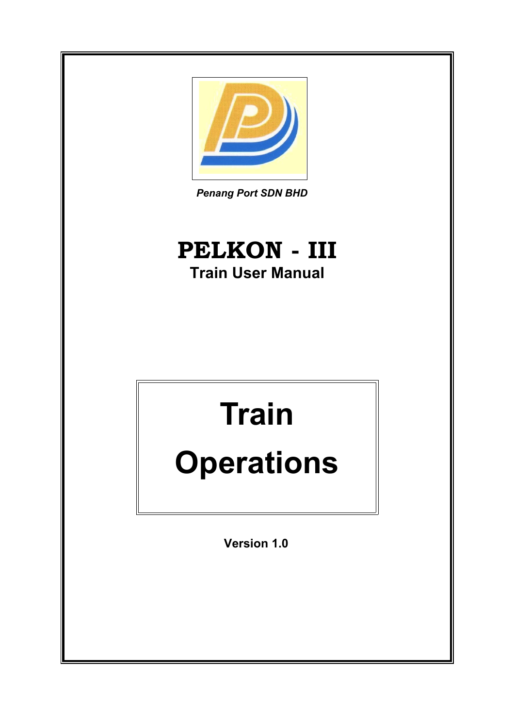*Penang Port SDN BHD*

# PELKON - III

## Train User Manual

# Train Operations

**Version 1.0**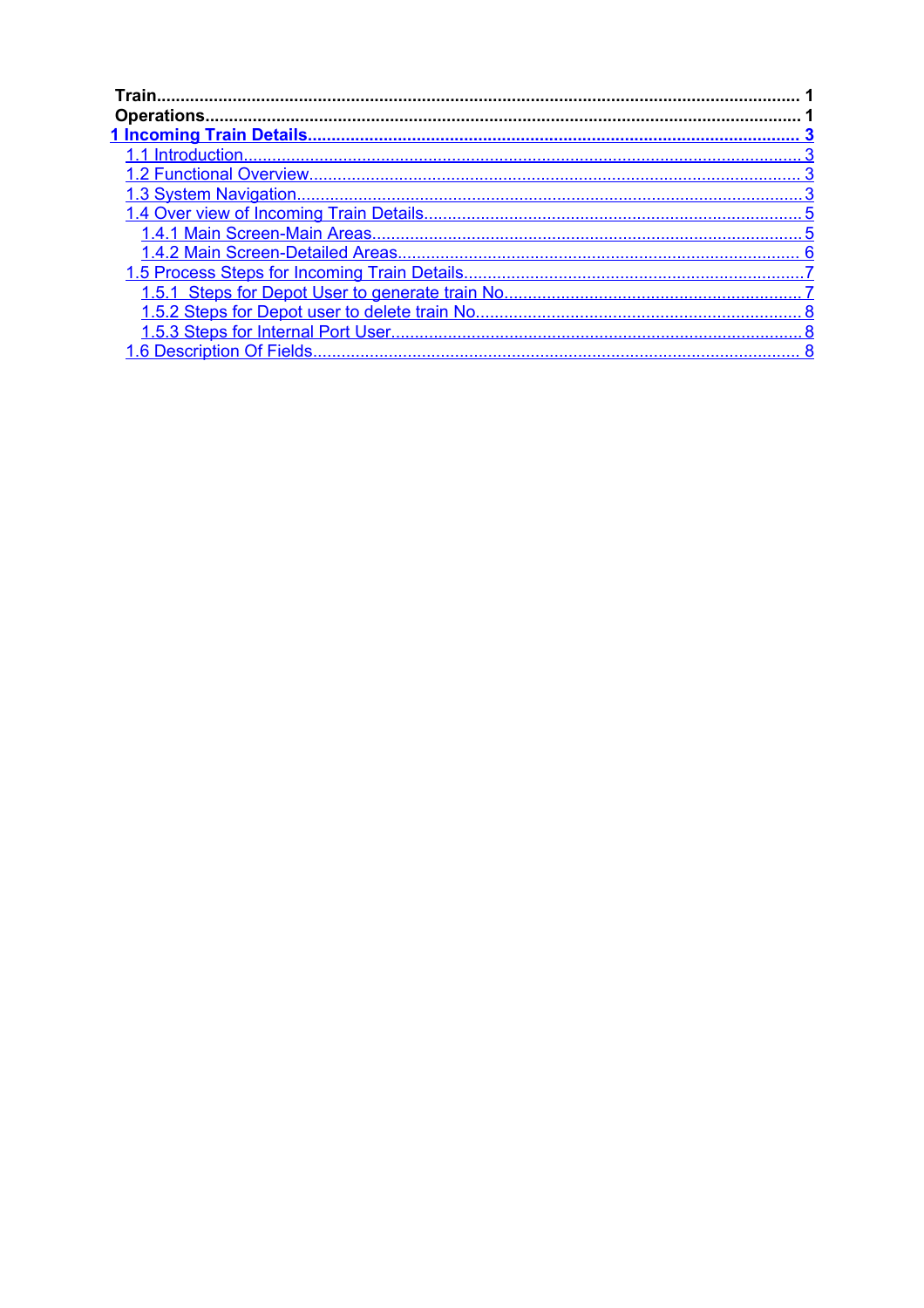Train........................................................................................................................................ 1

Operations................................................................................................................................ 1

1 Incoming Train Details........................................................................................................ 3

- 1.1 Introduction..................................................................................................................... 3
- 1.2 Functional Overview........................................................................................................ 3
- 1.3 System Navigation........................................................................................................... 3
- 1.4 Over view of Incoming Train Details................................................................................ 5
  - 1.4.1 Main Screen-Main Areas............................................................................................ 5
  - 1.4.2 Main Screen-Detailed Areas....................................................................................... 6
- 1.5 Process Steps for Incoming Train Details........................................................................ 7
  - 1.5.1 Steps for Depot User to generate train No................................................................. 7
  - 1.5.2 Steps for Depot user to delete train No...................................................................... 8
  - 1.5.3 Steps for Internal Port User........................................................................................ 8
- 1.6 Description Of Fields....................................................................................................... 8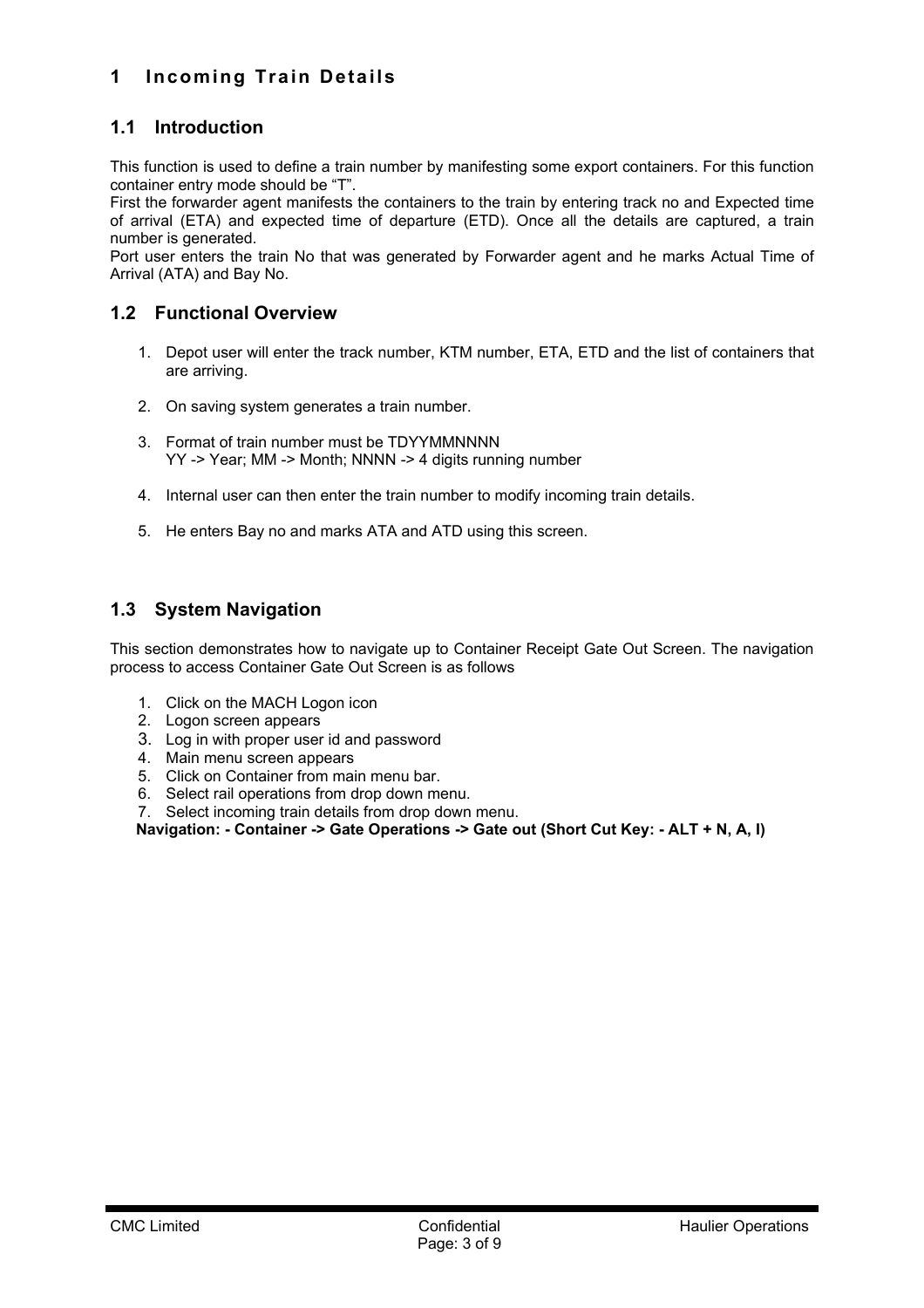# 1 Incoming Train Details

## 1.1 Introduction

This function is used to define a train number by manifesting some export containers. For this function container entry mode should be “T”.

First the forwarder agent manifests the containers to the train by entering track no and Expected time of arrival (ETA) and expected time of departure (ETD). Once all the details are captured, a train number is generated.

Port user enters the train No that was generated by Forwarder agent and he marks Actual Time of Arrival (ATA) and Bay No.

## 1.2 Functional Overview

1. Depot user will enter the track number, KTM number, ETA, ETD and the list of containers that are arriving.

2. On saving system generates a train number.

3. Format of train number must be TDYYMMNNNN
   YY -> Year; MM -> Month; NNNN -> 4 digits running number

4. Internal user can then enter the train number to modify incoming train details.

5. He enters Bay no and marks ATA and ATD using this screen.

## 1.3 System Navigation

This section demonstrates how to navigate up to Container Receipt Gate Out Screen. The navigation process to access Container Gate Out Screen is as follows

1. Click on the MACH Logon icon
2. Logon screen appears
3. Log in with proper user id and password
4. Main menu screen appears
5. Click on Container from main menu bar.
6. Select rail operations from drop down menu.
7. Select incoming train details from drop down menu.

**Navigation: - Container -> Gate Operations -> Gate out (Short Cut Key: - ALT + N, A, I)**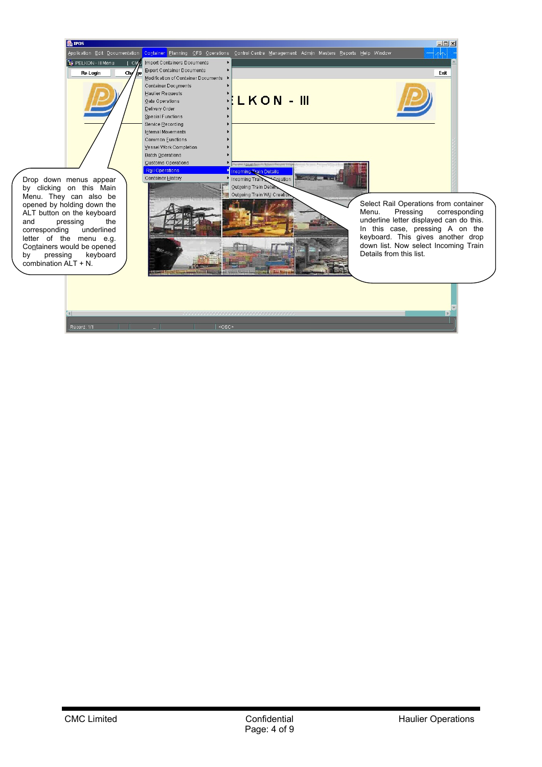Drop down menus appear by clicking on this Main Menu. They can also be opened by holding down the ALT button on the keyboard and pressing the corresponding underlined letter of the menu e.g. Containers would be opened by pressing keyboard combination ALT + N.

Select Rail Operations from container Menu. Pressing corresponding underline letter displayed can do this. In this case, pressing A on the keyboard. This gives another drop down list. Now select Incoming Train Details from this list.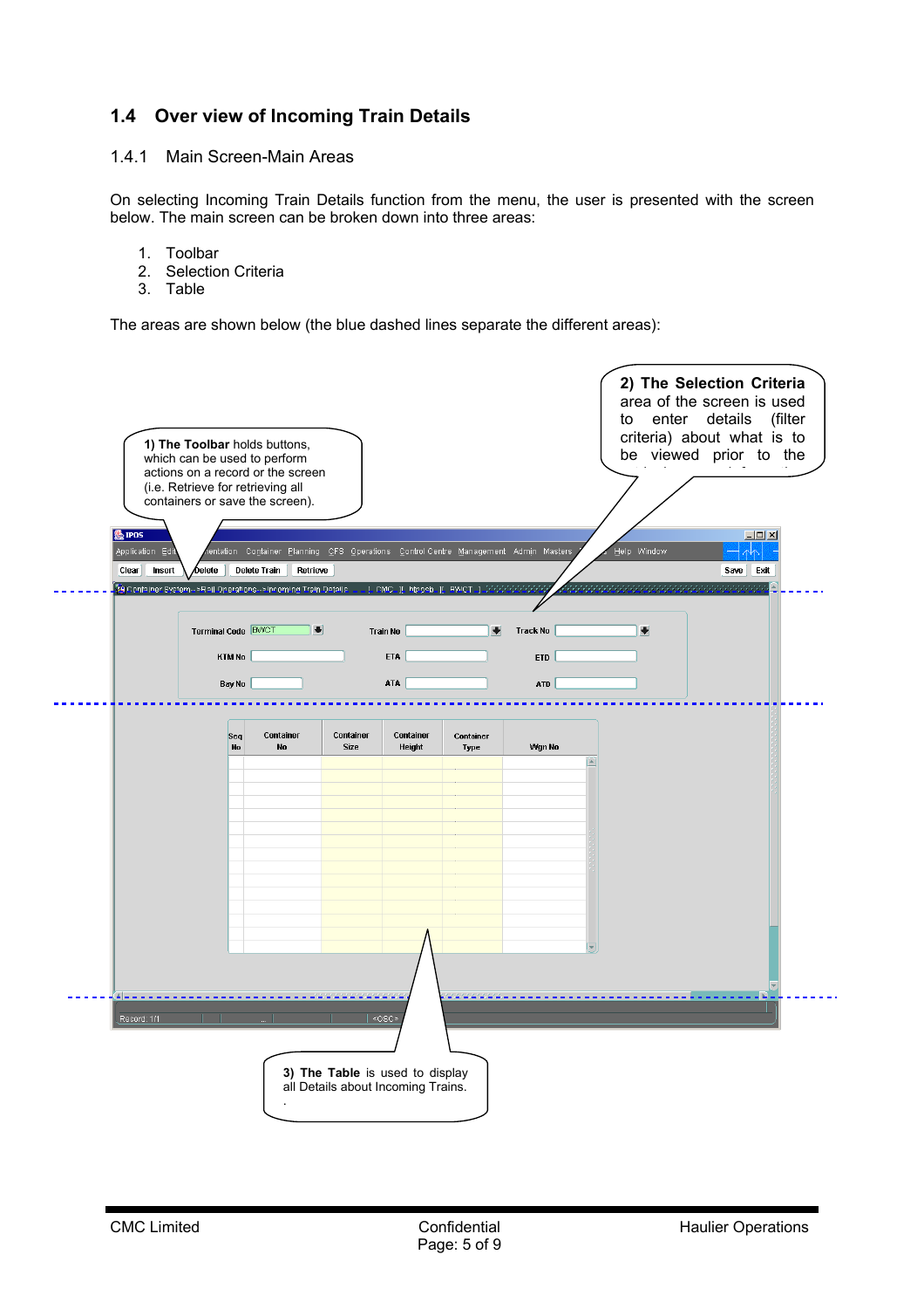## 1.4 Over view of Incoming Train Details

### 1.4.1 Main Screen-Main Areas

On selecting Incoming Train Details function from the menu, the user is presented with the screen below. The main screen can be broken down into three areas:

1. Toolbar
2. Selection Criteria
3. Table

The areas are shown below (the blue dashed lines separate the different areas):

**1) The Toolbar** holds buttons, which can be used to perform actions on a record or the screen (i.e. Retrieve for retrieving all containers or save the screen).

**2) The Selection Criteria** area of the screen is used to enter details (filter criteria) about what is to be viewed prior to the

**3) The Table** is used to display all Details about Incoming Trains.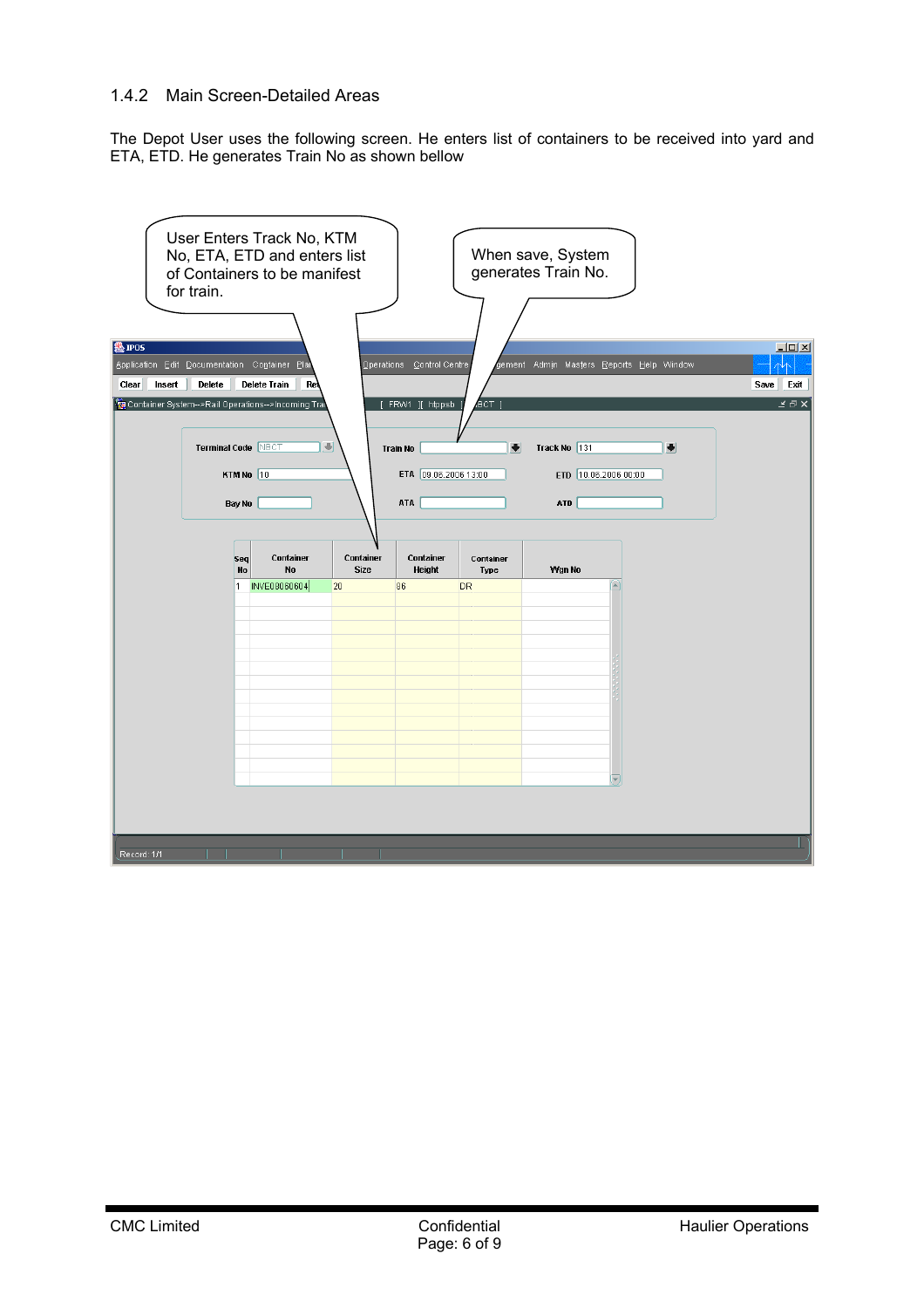### 1.4.2 Main Screen-Detailed Areas

The Depot User uses the following screen. He enters list of containers to be received into yard and ETA, ETD. He generates Train No as shown bellow

User Enters Track No, KTM No, ETA, ETD and enters list of Containers to be manifest for train.

When save, System generates Train No.

Terminal Code: NBCT
Train No:
Track No: 131
KTM No: 10
ETA: 09.06.2006 13:00
ETD: 10.06.2006 00:00
Bay No:
ATA:
ATD:

| Seq No | Container No | Container Size | Container Height | Container Type | Wgn No |
|---|---|---|---|---|---|
| 1 | INVE09060604 | 20 | 86 | DR | |

Record: 1/1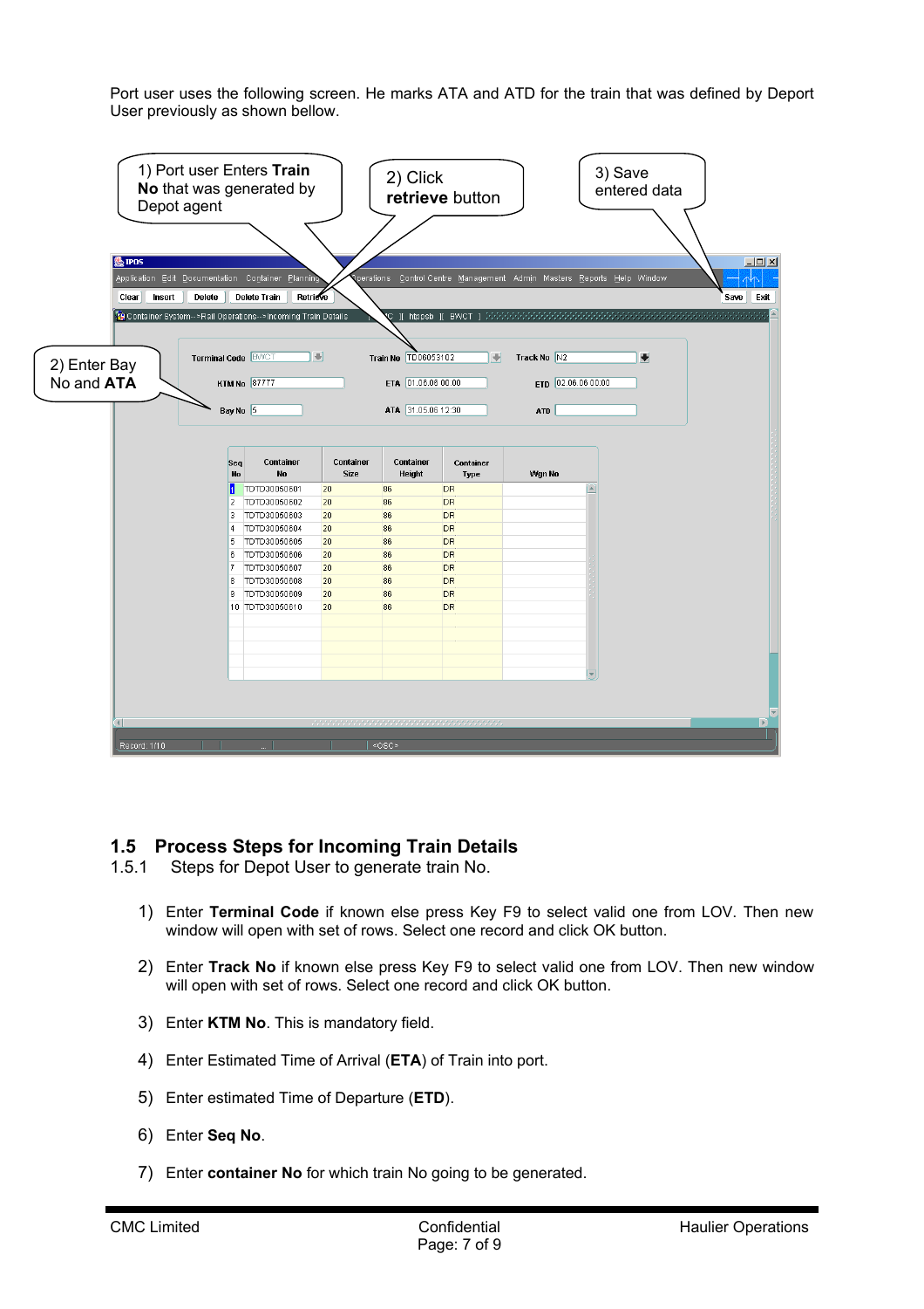Port user uses the following screen. He marks ATA and ATD for the train that was defined by Deport User previously as shown bellow.

1) Port user Enters **Train No** that was generated by Depot agent

2) Click **retrieve** button

3) Save entered data

2) Enter Bay No and **ATA**

## 1.5 Process Steps for Incoming Train Details

### 1.5.1 Steps for Depot User to generate train No.

1) Enter **Terminal Code** if known else press Key F9 to select valid one from LOV. Then new window will open with set of rows. Select one record and click OK button.

2) Enter **Track No** if known else press Key F9 to select valid one from LOV. Then new window will open with set of rows. Select one record and click OK button.

3) Enter **KTM No**. This is mandatory field.

4) Enter Estimated Time of Arrival (**ETA**) of Train into port.

5) Enter estimated Time of Departure (**ETD**).

6) Enter **Seq No**.

7) Enter **container No** for which train No going to be generated.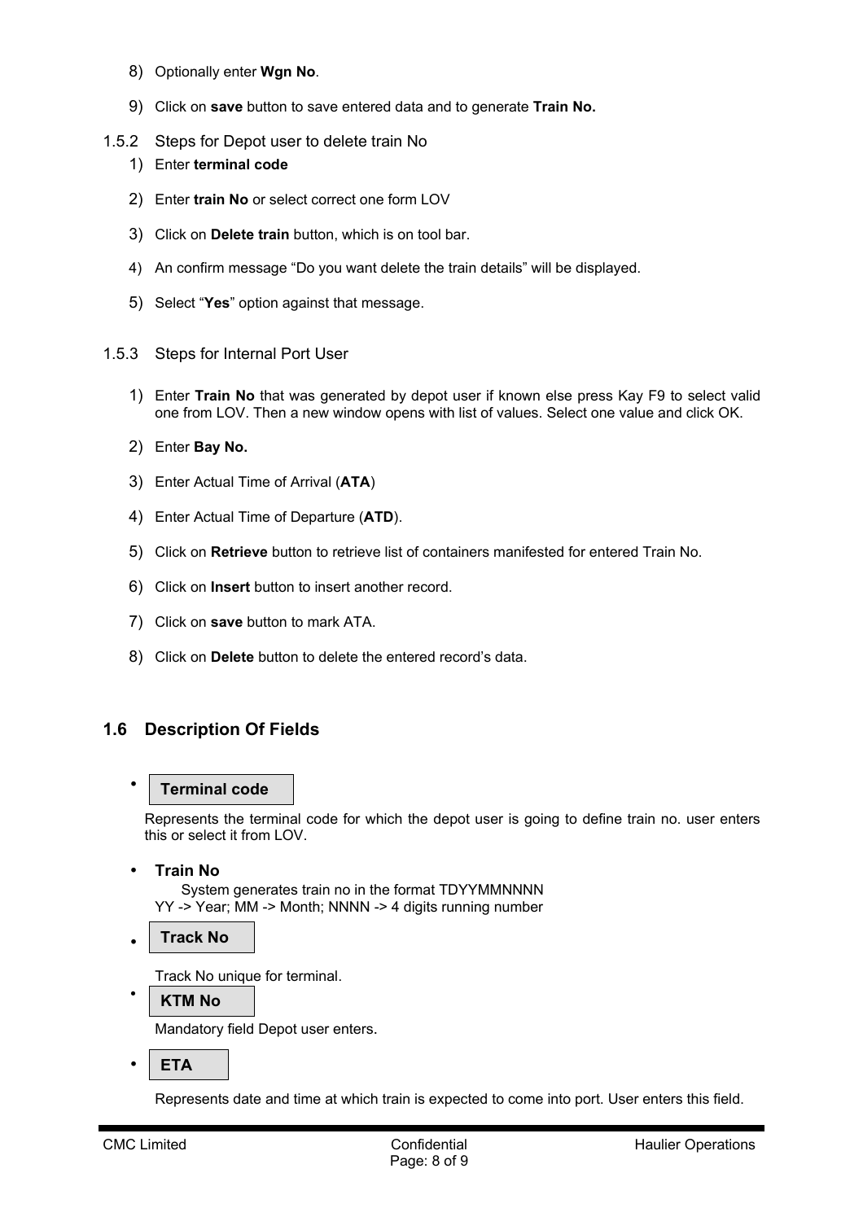8) Optionally enter **Wgn No**.

9) Click on **save** button to save entered data and to generate **Train No.**

### 1.5.2 Steps for Depot user to delete train No

1) Enter **terminal code**

2) Enter **train No** or select correct one form LOV

3) Click on **Delete train** button, which is on tool bar.

4) An confirm message “Do you want delete the train details” will be displayed.

5) Select “**Yes**” option against that message.

### 1.5.3 Steps for Internal Port User

1) Enter **Train No** that was generated by depot user if known else press Kay F9 to select valid one from LOV. Then a new window opens with list of values. Select one value and click OK.

2) Enter **Bay No.**

3) Enter Actual Time of Arrival (**ATA**)

4) Enter Actual Time of Departure (**ATD**).

5) Click on **Retrieve** button to retrieve list of containers manifested for entered Train No.

6) Click on **Insert** button to insert another record.

7) Click on **save** button to mark ATA.

8) Click on **Delete** button to delete the entered record’s data.

## 1.6 Description Of Fields

- **Terminal code**

  Represents the terminal code for which the depot user is going to define train no. user enters this or select it from LOV.

- **Train No**

  System generates train no in the format TDYYMMNNNN
  YY -> Year; MM -> Month; NNNN -> 4 digits running number

- **Track No**

  Track No unique for terminal.

- **KTM No**

  Mandatory field Depot user enters.

- **ETA**

  Represents date and time at which train is expected to come into port. User enters this field.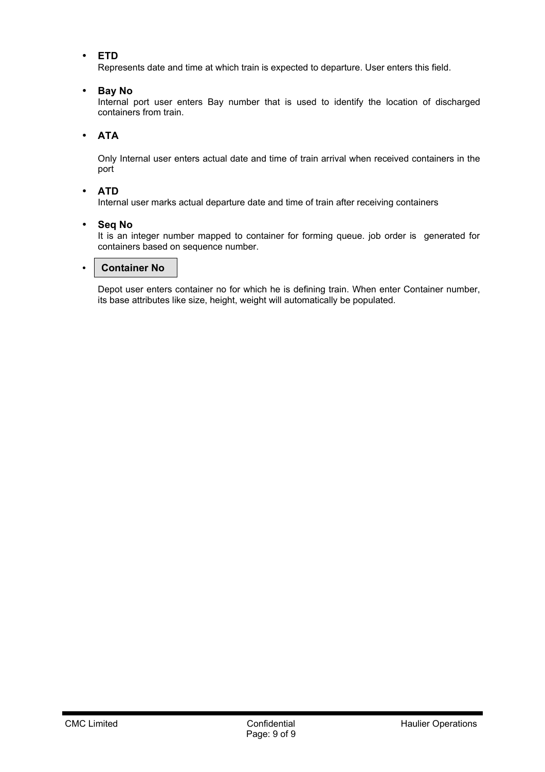- **ETD**
  Represents date and time at which train is expected to departure. User enters this field.

- **Bay No**
  Internal port user enters Bay number that is used to identify the location of discharged containers from train.

- **ATA**

  Only Internal user enters actual date and time of train arrival when received containers in the port

- **ATD**
  Internal user marks actual departure date and time of train after receiving containers

- **Seq No**
  It is an integer number mapped to container for forming queue. job order is generated for containers based on sequence number.

- **Container No**

  Depot user enters container no for which he is defining train. When enter Container number, its base attributes like size, height, weight will automatically be populated.